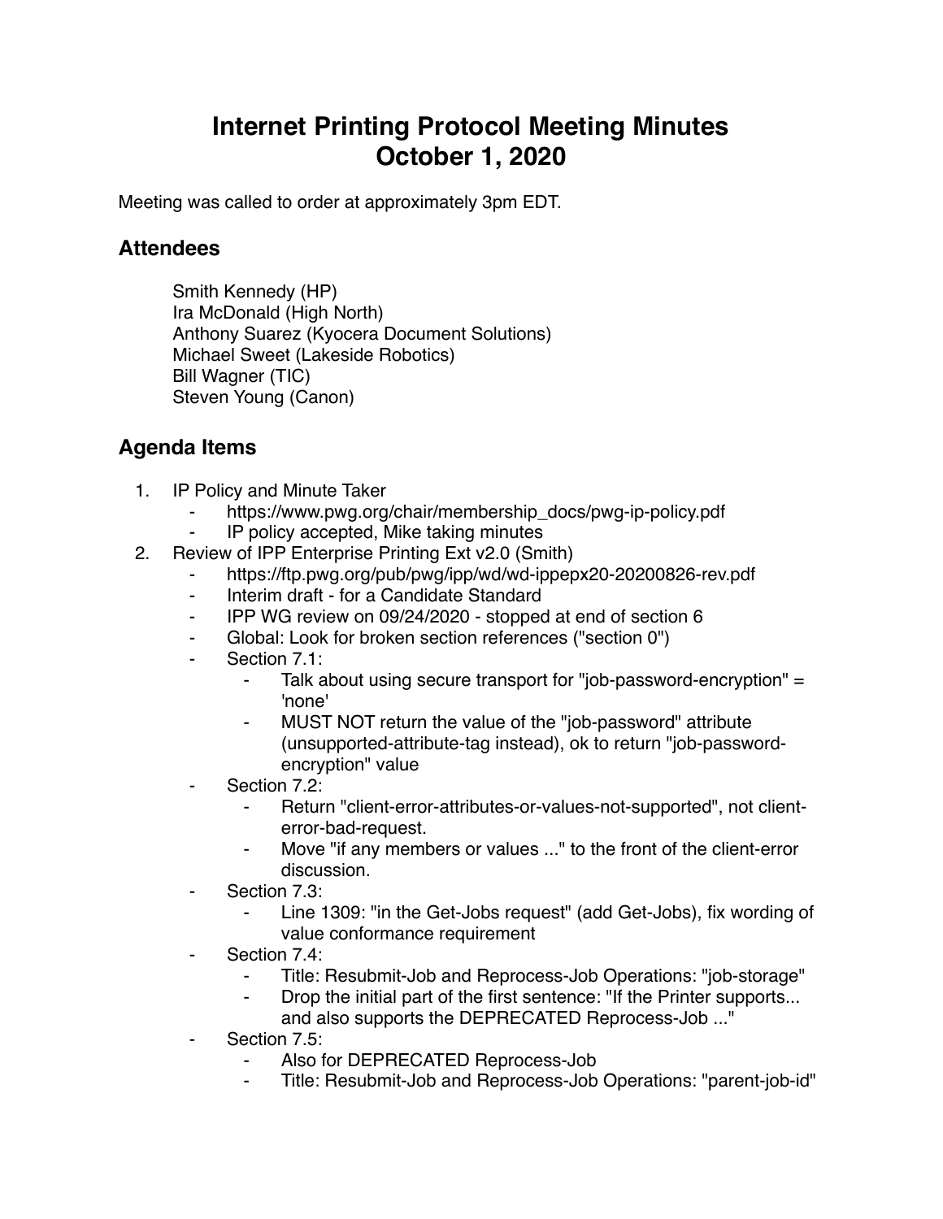# Internet Printing Protocol Meeting Minutes October 1, 2020

Meeting was called to order at approximately 3pm EDT.

## Attendees

Smith Kennedy (HP)
Ira McDonald (High North)
Anthony Suarez (Kyocera Document Solutions)
Michael Sweet (Lakeside Robotics)
Bill Wagner (TIC)
Steven Young (Canon)

## Agenda Items

1. IP Policy and Minute Taker
    - https://www.pwg.org/chair/membership_docs/pwg-ip-policy.pdf
    - IP policy accepted, Mike taking minutes
2. Review of IPP Enterprise Printing Ext v2.0 (Smith)
    - https://ftp.pwg.org/pub/pwg/ipp/wd/wd-ippepx20-20200826-rev.pdf
    - Interim draft - for a Candidate Standard
    - IPP WG review on 09/24/2020 - stopped at end of section 6
    - Global: Look for broken section references ("section 0")
    - Section 7.1:
        - Talk about using secure transport for "job-password-encryption" = 'none'
        - MUST NOT return the value of the "job-password" attribute (unsupported-attribute-tag instead), ok to return "job-password-encryption" value
    - Section 7.2:
        - Return "client-error-attributes-or-values-not-supported", not client-error-bad-request.
        - Move "if any members or values ..." to the front of the client-error discussion.
    - Section 7.3:
        - Line 1309: "in the Get-Jobs request" (add Get-Jobs), fix wording of value conformance requirement
    - Section 7.4:
        - Title: Resubmit-Job and Reprocess-Job Operations: "job-storage"
        - Drop the initial part of the first sentence: "If the Printer supports... and also supports the DEPRECATED Reprocess-Job ..."
    - Section 7.5:
        - Also for DEPRECATED Reprocess-Job
        - Title: Resubmit-Job and Reprocess-Job Operations: "parent-job-id"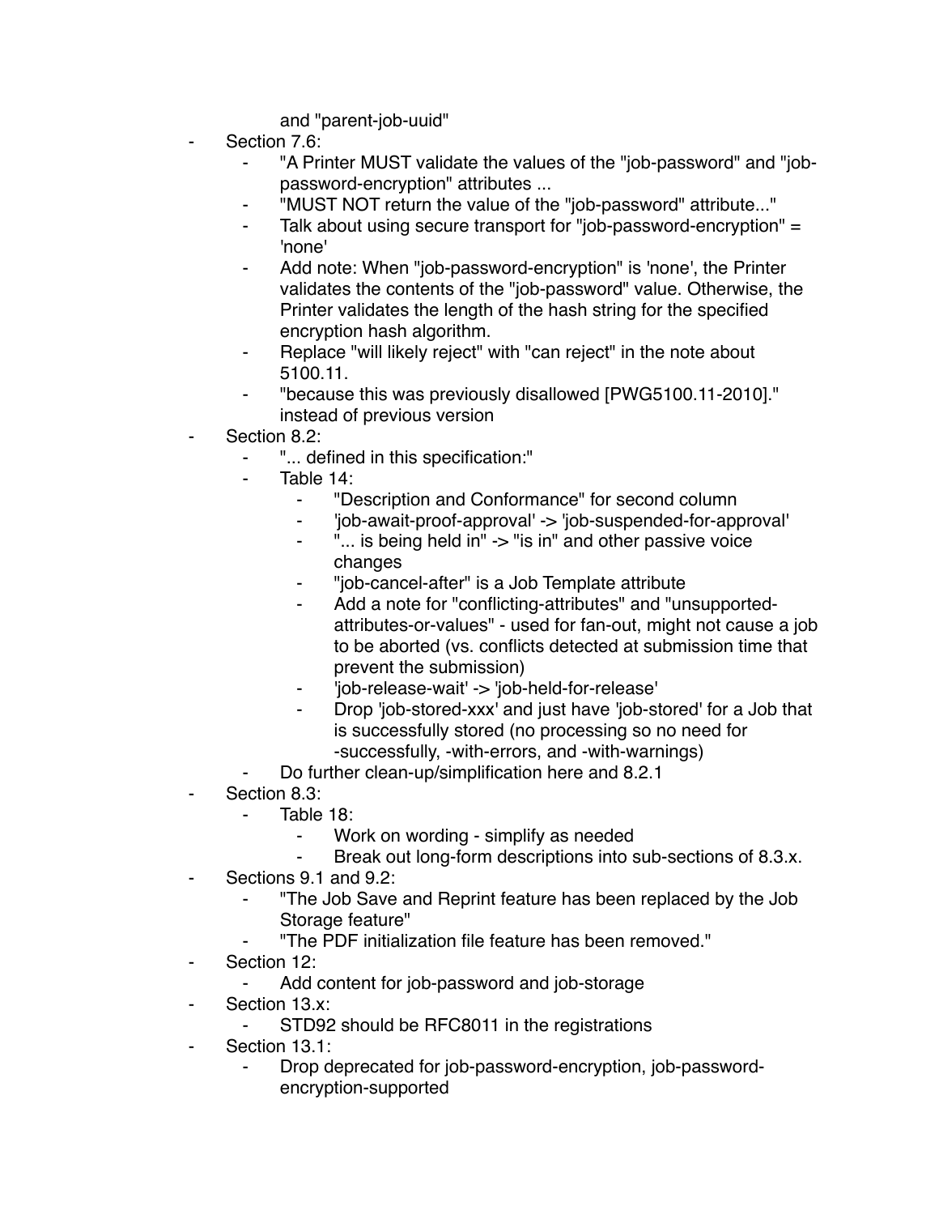and "parent-job-uuid"

- Section 7.6:
    - "A Printer MUST validate the values of the "job-password" and "job-password-encryption" attributes ...
    - "MUST NOT return the value of the "job-password" attribute..."
    - Talk about using secure transport for "job-password-encryption" = 'none'
    - Add note: When "job-password-encryption" is 'none', the Printer validates the contents of the "job-password" value. Otherwise, the Printer validates the length of the hash string for the specified encryption hash algorithm.
    - Replace "will likely reject" with "can reject" in the note about 5100.11.
    - "because this was previously disallowed [PWG5100.11-2010]." instead of previous version
- Section 8.2:
    - "... defined in this specification:"
    - Table 14:
        - "Description and Conformance" for second column
        - 'job-await-proof-approval' -> 'job-suspended-for-approval'
        - "... is being held in" -> "is in" and other passive voice changes
        - "job-cancel-after" is a Job Template attribute
        - Add a note for "conflicting-attributes" and "unsupported-attributes-or-values" - used for fan-out, might not cause a job to be aborted (vs. conflicts detected at submission time that prevent the submission)
        - 'job-release-wait' -> 'job-held-for-release'
        - Drop 'job-stored-xxx' and just have 'job-stored' for a Job that is successfully stored (no processing so no need for -successfully, -with-errors, and -with-warnings)
    - Do further clean-up/simplification here and 8.2.1
- Section 8.3:
    - Table 18:
        - Work on wording - simplify as needed
        - Break out long-form descriptions into sub-sections of 8.3.x.
- Sections 9.1 and 9.2:
    - "The Job Save and Reprint feature has been replaced by the Job Storage feature"
    - "The PDF initialization file feature has been removed."
- Section 12:
    - Add content for job-password and job-storage
- Section 13.x:
    - STD92 should be RFC8011 in the registrations
- Section 13.1:
    - Drop deprecated for job-password-encryption, job-password-encryption-supported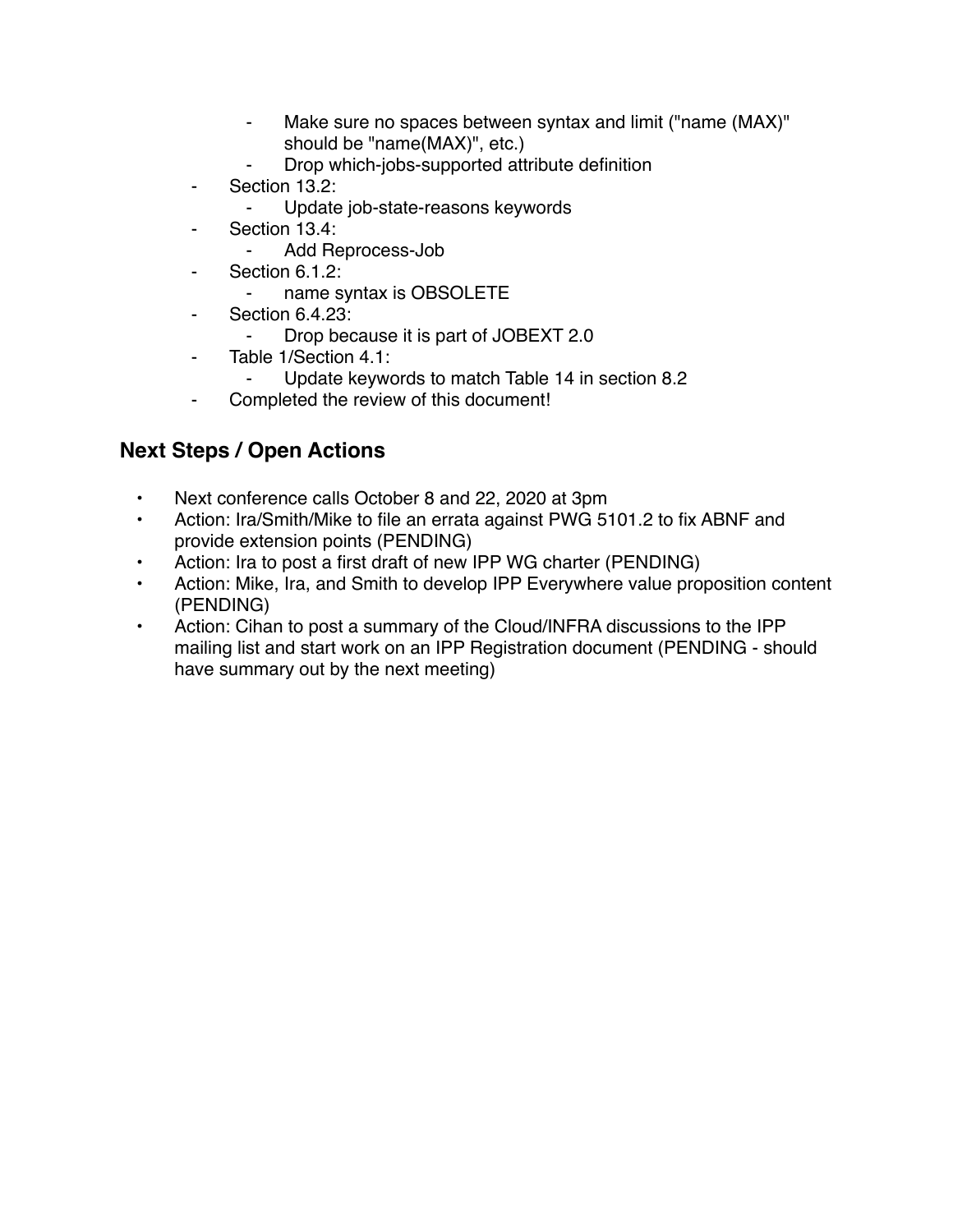- Make sure no spaces between syntax and limit ("name (MAX)" should be "name(MAX)", etc.)
        - Drop which-jobs-supported attribute definition
    - Section 13.2:
        - Update job-state-reasons keywords
    - Section 13.4:
        - Add Reprocess-Job
    - Section 6.1.2:
        - name syntax is OBSOLETE
    - Section 6.4.23:
        - Drop because it is part of JOBEXT 2.0
    - Table 1/Section 4.1:
        - Update keywords to match Table 14 in section 8.2
    - Completed the review of this document!

## Next Steps / Open Actions

- Next conference calls October 8 and 22, 2020 at 3pm
- Action: Ira/Smith/Mike to file an errata against PWG 5101.2 to fix ABNF and provide extension points (PENDING)
- Action: Ira to post a first draft of new IPP WG charter (PENDING)
- Action: Mike, Ira, and Smith to develop IPP Everywhere value proposition content (PENDING)
- Action: Cihan to post a summary of the Cloud/INFRA discussions to the IPP mailing list and start work on an IPP Registration document (PENDING - should have summary out by the next meeting)